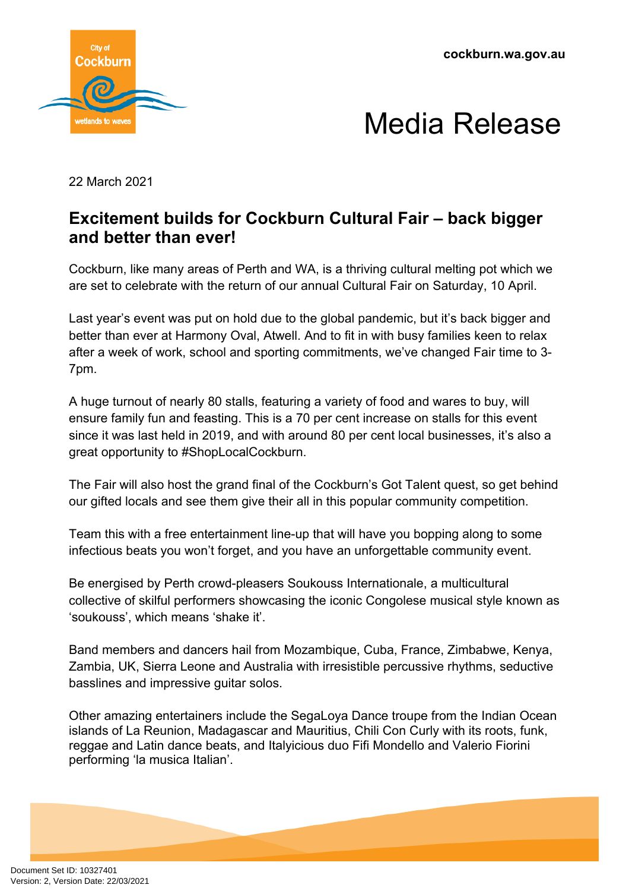cockburn.wa.gov.au

# Media Release

22 March 2021

## Excitement builds for Cockburn Cultural Fair – back bigger and better than ever!

Cockburn, like many areas of Perth and WA, is a thriving cultural melting pot which we are set to celebrate with the return of our annual Cultural Fair on Saturday, 10 April.

Last year's event was put on hold due to the global pandemic, but it's back bigger and better than ever at Harmony Oval, Atwell. And to fit in with busy families keen to relax after a week of work, school and sporting commitments, we've changed Fair time to 3-7pm.

A huge turnout of nearly 80 stalls, featuring a variety of food and wares to buy, will ensure family fun and feasting. This is a 70 per cent increase on stalls for this event since it was last held in 2019, and with around 80 per cent local businesses, it's also a great opportunity to #ShopLocalCockburn.

The Fair will also host the grand final of the Cockburn's Got Talent quest, so get behind our gifted locals and see them give their all in this popular community competition.

Team this with a free entertainment line-up that will have you bopping along to some infectious beats you won't forget, and you have an unforgettable community event.

Be energised by Perth crowd-pleasers Soukouss Internationale, a multicultural collective of skilful performers showcasing the iconic Congolese musical style known as 'soukouss', which means 'shake it'.

Band members and dancers hail from Mozambique, Cuba, France, Zimbabwe, Kenya, Zambia, UK, Sierra Leone and Australia with irresistible percussive rhythms, seductive basslines and impressive guitar solos.

Other amazing entertainers include the SegaLoya Dance troupe from the Indian Ocean islands of La Reunion, Madagascar and Mauritius, Chili Con Curly with its roots, funk, reggae and Latin dance beats, and Italyicious duo Fifi Mondello and Valerio Fiorini performing 'la musica Italian'.

Document Set ID: 10327401
Version: 2, Version Date: 22/03/2021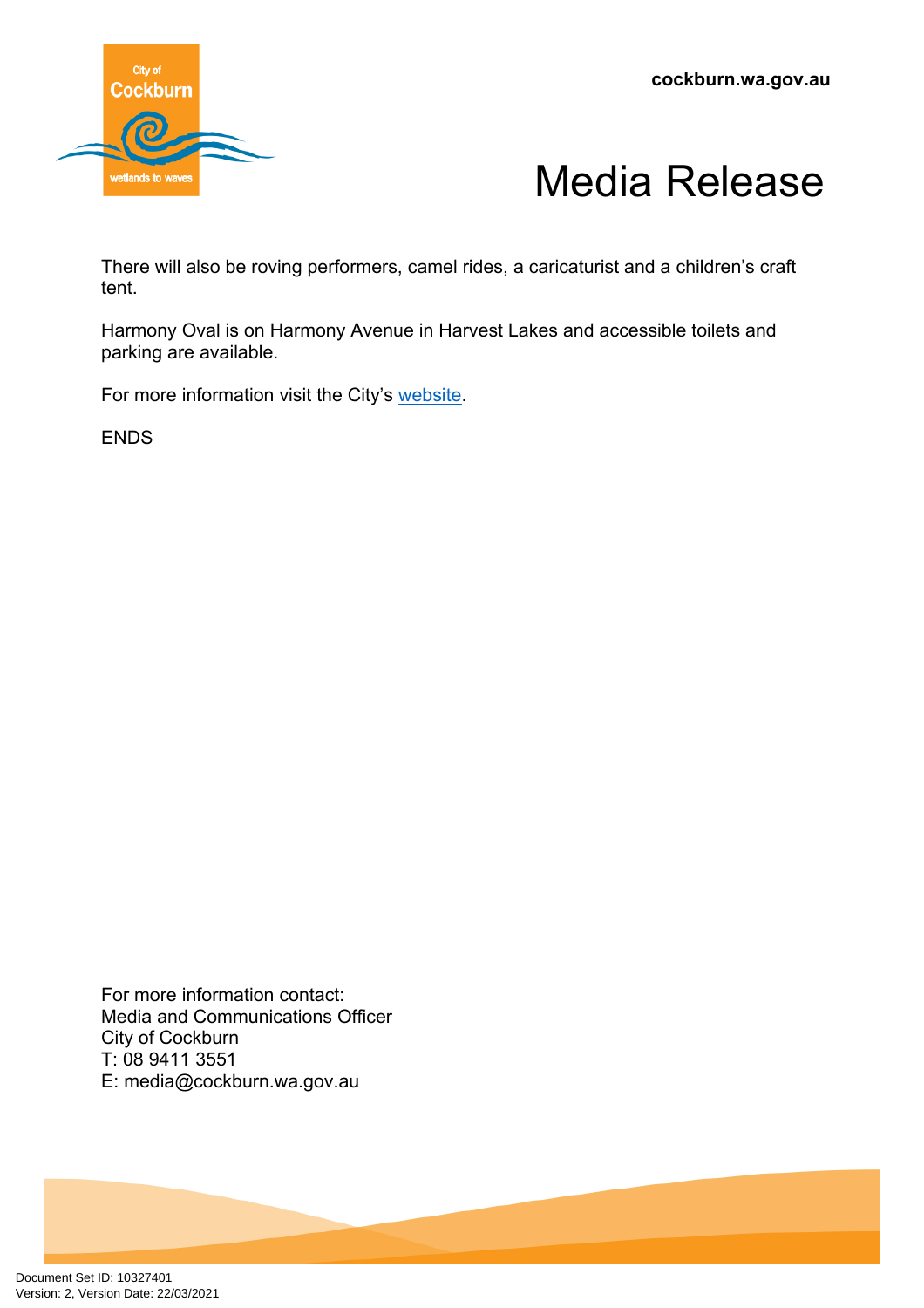There will also be roving performers, camel rides, a caricaturist and a children's craft tent.

Harmony Oval is on Harmony Avenue in Harvest Lakes and accessible toilets and parking are available.

For more information visit the City's website.

ENDS

For more information contact:
Media and Communications Officer
City of Cockburn
T: 08 9411 3551
E: media@cockburn.wa.gov.au